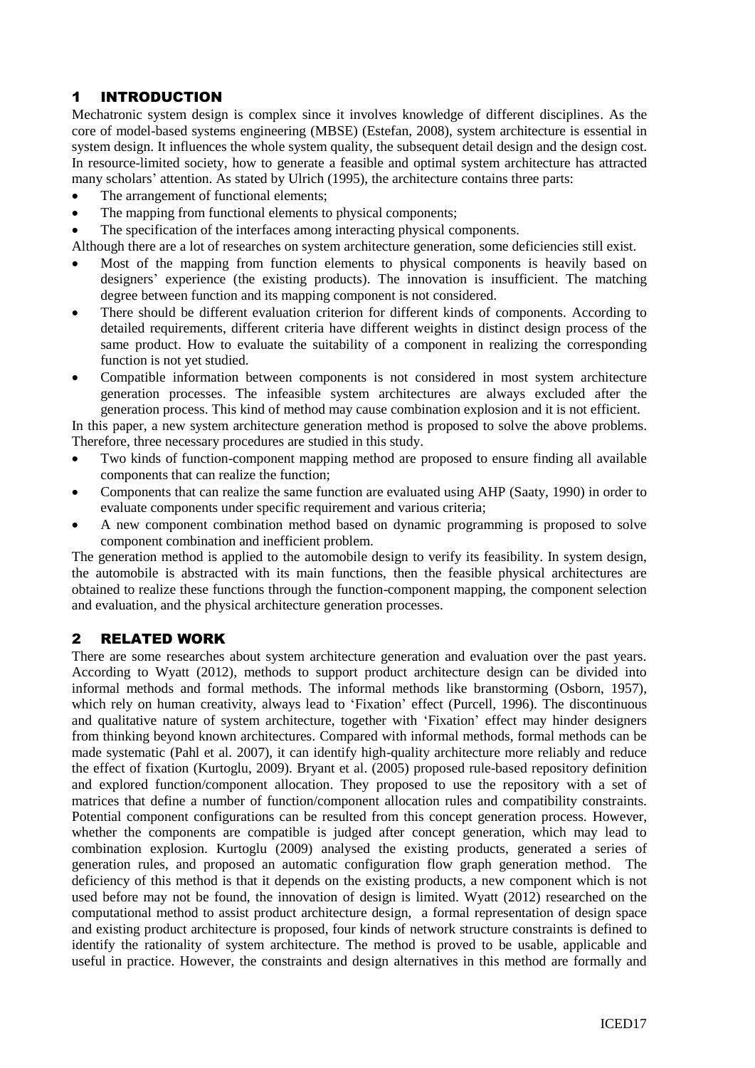## 1 INTRODUCTION

Mechatronic system design is complex since it involves knowledge of different disciplines. As the core of model-based systems engineering (MBSE) (Estefan, 2008), system architecture is essential in system design. It influences the whole system quality, the subsequent detail design and the design cost. In resource-limited society, how to generate a feasible and optimal system architecture has attracted many scholars' attention. As stated by Ulrich (1995), the architecture contains three parts:

- The arrangement of functional elements;
- The mapping from functional elements to physical components;
- The specification of the interfaces among interacting physical components.

Although there are a lot of researches on system architecture generation, some deficiencies still exist.

- Most of the mapping from function elements to physical components is heavily based on designers' experience (the existing products). The innovation is insufficient. The matching degree between function and its mapping component is not considered.
- There should be different evaluation criterion for different kinds of components. According to detailed requirements, different criteria have different weights in distinct design process of the same product. How to evaluate the suitability of a component in realizing the corresponding function is not yet studied.
- Compatible information between components is not considered in most system architecture generation processes. The infeasible system architectures are always excluded after the generation process. This kind of method may cause combination explosion and it is not efficient.

In this paper, a new system architecture generation method is proposed to solve the above problems. Therefore, three necessary procedures are studied in this study.

- Two kinds of function-component mapping method are proposed to ensure finding all available components that can realize the function;
- Components that can realize the same function are evaluated using AHP (Saaty, 1990) in order to evaluate components under specific requirement and various criteria;
- A new component combination method based on dynamic programming is proposed to solve component combination and inefficient problem.

The generation method is applied to the automobile design to verify its feasibility. In system design, the automobile is abstracted with its main functions, then the feasible physical architectures are obtained to realize these functions through the function-component mapping, the component selection and evaluation, and the physical architecture generation processes.

## 2 RELATED WORK

There are some researches about system architecture generation and evaluation over the past years. According to Wyatt (2012), methods to support product architecture design can be divided into informal methods and formal methods. The informal methods like branstorming (Osborn, 1957), which rely on human creativity, always lead to 'Fixation' effect (Purcell, 1996). The discontinuous and qualitative nature of system architecture, together with 'Fixation' effect may hinder designers from thinking beyond known architectures. Compared with informal methods, formal methods can be made systematic (Pahl et al. 2007), it can identify high-quality architecture more reliably and reduce the effect of fixation (Kurtoglu, 2009). Bryant et al. (2005) proposed rule-based repository definition and explored function/component allocation. They proposed to use the repository with a set of matrices that define a number of function/component allocation rules and compatibility constraints. Potential component configurations can be resulted from this concept generation process. However, whether the components are compatible is judged after concept generation, which may lead to combination explosion. Kurtoglu (2009) analysed the existing products, generated a series of generation rules, and proposed an automatic configuration flow graph generation method. The deficiency of this method is that it depends on the existing products, a new component which is not used before may not be found, the innovation of design is limited. Wyatt (2012) researched on the computational method to assist product architecture design, a formal representation of design space and existing product architecture is proposed, four kinds of network structure constraints is defined to identify the rationality of system architecture. The method is proved to be usable, applicable and useful in practice. However, the constraints and design alternatives in this method are formally and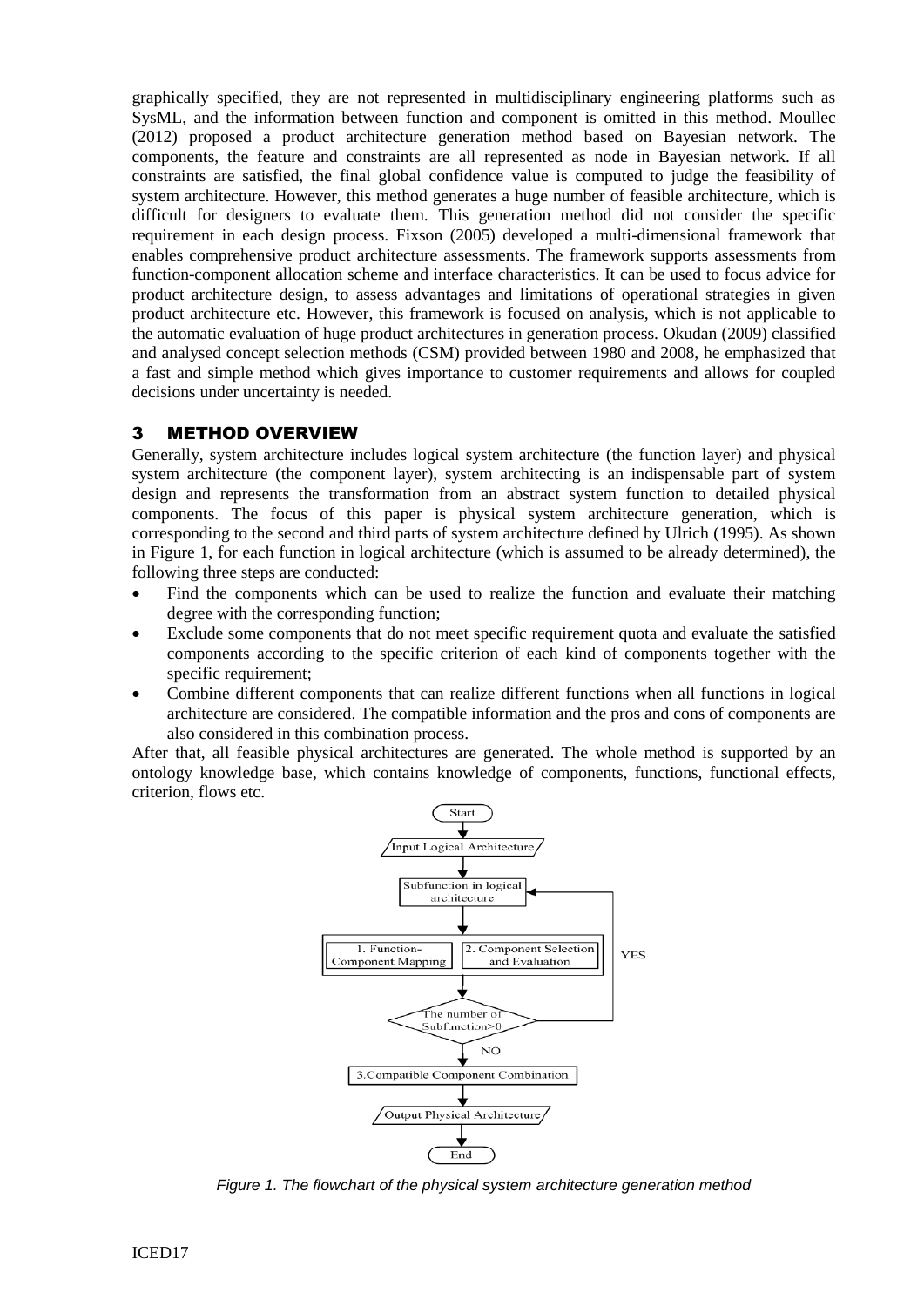graphically specified, they are not represented in multidisciplinary engineering platforms such as SysML, and the information between function and component is omitted in this method. Moullec (2012) proposed a product architecture generation method based on Bayesian network. The components, the feature and constraints are all represented as node in Bayesian network. If all constraints are satisfied, the final global confidence value is computed to judge the feasibility of system architecture. However, this method generates a huge number of feasible architecture, which is difficult for designers to evaluate them. This generation method did not consider the specific requirement in each design process. Fixson (2005) developed a multi-dimensional framework that enables comprehensive product architecture assessments. The framework supports assessments from function-component allocation scheme and interface characteristics. It can be used to focus advice for product architecture design, to assess advantages and limitations of operational strategies in given product architecture etc. However, this framework is focused on analysis, which is not applicable to the automatic evaluation of huge product architectures in generation process. Okudan (2009) classified and analysed concept selection methods (CSM) provided between 1980 and 2008, he emphasized that a fast and simple method which gives importance to customer requirements and allows for coupled decisions under uncertainty is needed.

## 3 METHOD OVERVIEW

Generally, system architecture includes logical system architecture (the function layer) and physical system architecture (the component layer), system architecting is an indispensable part of system design and represents the transformation from an abstract system function to detailed physical components. The focus of this paper is physical system architecture generation, which is corresponding to the second and third parts of system architecture defined by Ulrich (1995). As shown in Figure 1, for each function in logical architecture (which is assumed to be already determined), the following three steps are conducted:

- Find the components which can be used to realize the function and evaluate their matching degree with the corresponding function;
- Exclude some components that do not meet specific requirement quota and evaluate the satisfied components according to the specific criterion of each kind of components together with the specific requirement;
- Combine different components that can realize different functions when all functions in logical architecture are considered. The compatible information and the pros and cons of components are also considered in this combination process.

After that, all feasible physical architectures are generated. The whole method is supported by an ontology knowledge base, which contains knowledge of components, functions, functional effects, criterion, flows etc.

Start → Input Logical Architecture → Subfunction in logical architecture → 1. Function-Component Mapping | 2. Component Selection and Evaluation → The number of Subfunction>0 (YES: back to Subfunction in logical architecture; NO: continue) → 3.Compatible Component Combination → Output Physical Architecture → End

*Figure 1. The flowchart of the physical system architecture generation method*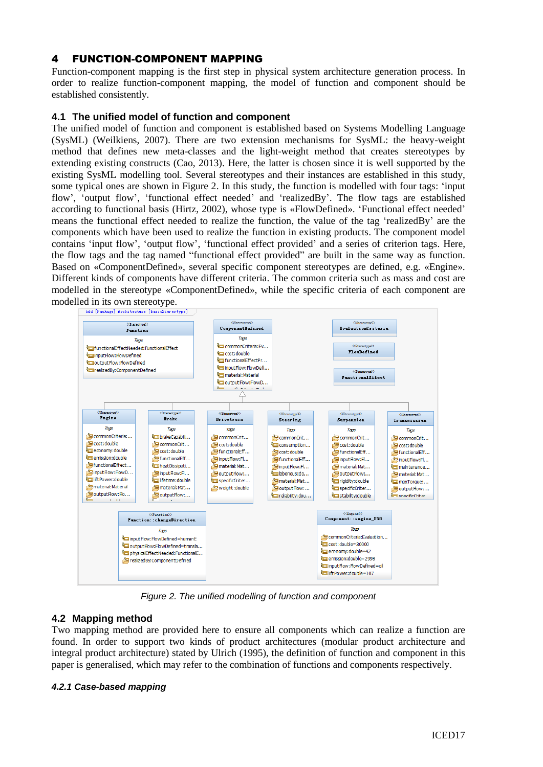# 4 FUNCTION-COMPONENT MAPPING

Function-component mapping is the first step in physical system architecture generation process. In order to realize function-component mapping, the model of function and component should be established consistently.

## 4.1 The unified model of function and component

The unified model of function and component is established based on Systems Modelling Language (SysML) (Weilkiens, 2007). There are two extension mechanisms for SysML: the heavy-weight method that defines new meta-classes and the light-weight method that creates stereotypes by extending existing constructs (Cao, 2013). Here, the latter is chosen since it is well supported by the existing SysML modelling tool. Several stereotypes and their instances are established in this study, some typical ones are shown in Figure 2. In this study, the function is modelled with four tags: 'input flow', 'output flow', 'functional effect needed' and 'realizedBy'. The flow tags are established according to functional basis (Hirtz, 2002), whose type is «FlowDefined». 'Functional effect needed' means the functional effect needed to realize the function, the value of the tag 'realizedBy' are the components which have been used to realize the function in existing products. The component model contains 'input flow', 'output flow', 'functional effect provided' and a series of criterion tags. Here, the flow tags and the tag named "functional effect provided" are built in the same way as function. Based on «ComponentDefined», several specific component stereotypes are defined, e.g. «Engine». Different kinds of components have different criteria. The common criteria such as mass and cost are modelled in the stereotype «ComponentDefined», while the specific criteria of each component are modelled in its own stereotype.

*Figure 2. The unified modelling of function and component*

## 4.2 Mapping method

Two mapping method are provided here to ensure all components which can realize a function are found. In order to support two kinds of product architectures (modular product architecture and integral product architecture) stated by Ulrich (1995), the definition of function and component in this paper is generalised, which may refer to the combination of functions and components respectively.

### *4.2.1 Case-based mapping*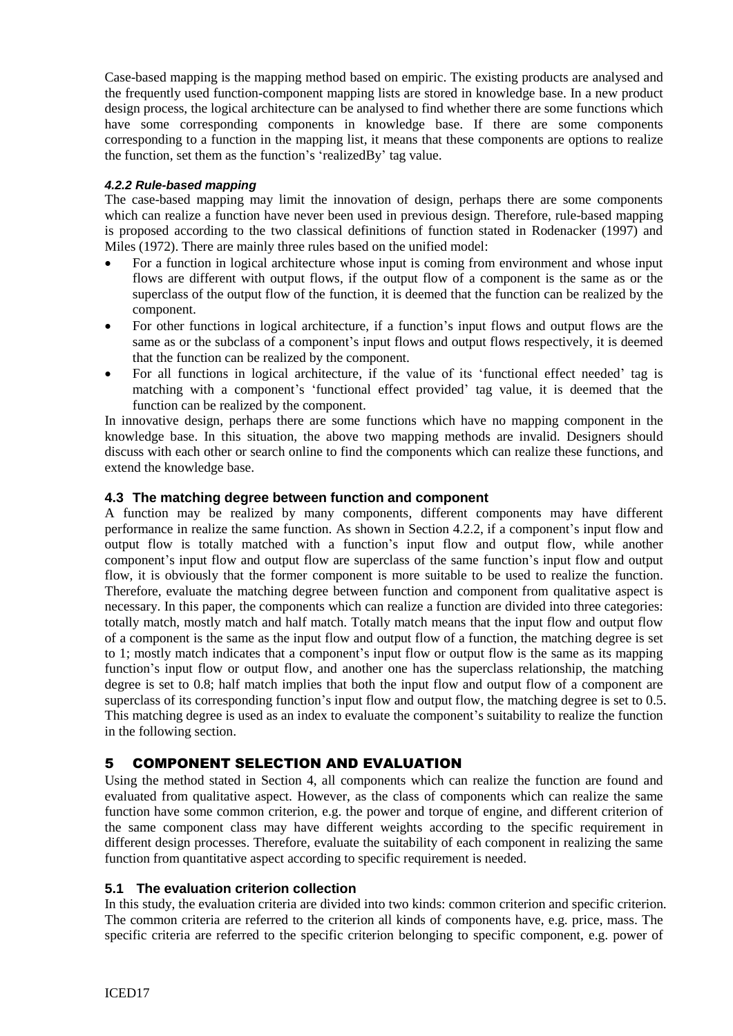Case-based mapping is the mapping method based on empiric. The existing products are analysed and the frequently used function-component mapping lists are stored in knowledge base. In a new product design process, the logical architecture can be analysed to find whether there are some functions which have some corresponding components in knowledge base. If there are some components corresponding to a function in the mapping list, it means that these components are options to realize the function, set them as the function's 'realizedBy' tag value.

#### *4.2.2 Rule-based mapping*

The case-based mapping may limit the innovation of design, perhaps there are some components which can realize a function have never been used in previous design. Therefore, rule-based mapping is proposed according to the two classical definitions of function stated in Rodenacker (1997) and Miles (1972). There are mainly three rules based on the unified model:

- For a function in logical architecture whose input is coming from environment and whose input flows are different with output flows, if the output flow of a component is the same as or the superclass of the output flow of the function, it is deemed that the function can be realized by the component.
- For other functions in logical architecture, if a function's input flows and output flows are the same as or the subclass of a component's input flows and output flows respectively, it is deemed that the function can be realized by the component.
- For all functions in logical architecture, if the value of its 'functional effect needed' tag is matching with a component's 'functional effect provided' tag value, it is deemed that the function can be realized by the component.

In innovative design, perhaps there are some functions which have no mapping component in the knowledge base. In this situation, the above two mapping methods are invalid. Designers should discuss with each other or search online to find the components which can realize these functions, and extend the knowledge base.

### 4.3 The matching degree between function and component

A function may be realized by many components, different components may have different performance in realize the same function. As shown in Section 4.2.2, if a component's input flow and output flow is totally matched with a function's input flow and output flow, while another component's input flow and output flow are superclass of the same function's input flow and output flow, it is obviously that the former component is more suitable to be used to realize the function. Therefore, evaluate the matching degree between function and component from qualitative aspect is necessary. In this paper, the components which can realize a function are divided into three categories: totally match, mostly match and half match. Totally match means that the input flow and output flow of a component is the same as the input flow and output flow of a function, the matching degree is set to 1; mostly match indicates that a component's input flow or output flow is the same as its mapping function's input flow or output flow, and another one has the superclass relationship, the matching degree is set to 0.8; half match implies that both the input flow and output flow of a component are superclass of its corresponding function's input flow and output flow, the matching degree is set to 0.5. This matching degree is used as an index to evaluate the component's suitability to realize the function in the following section.

## 5 COMPONENT SELECTION AND EVALUATION

Using the method stated in Section 4, all components which can realize the function are found and evaluated from qualitative aspect. However, as the class of components which can realize the same function have some common criterion, e.g. the power and torque of engine, and different criterion of the same component class may have different weights according to the specific requirement in different design processes. Therefore, evaluate the suitability of each component in realizing the same function from quantitative aspect according to specific requirement is needed.

### 5.1 The evaluation criterion collection

In this study, the evaluation criteria are divided into two kinds: common criterion and specific criterion. The common criteria are referred to the criterion all kinds of components have, e.g. price, mass. The specific criteria are referred to the specific criterion belonging to specific component, e.g. power of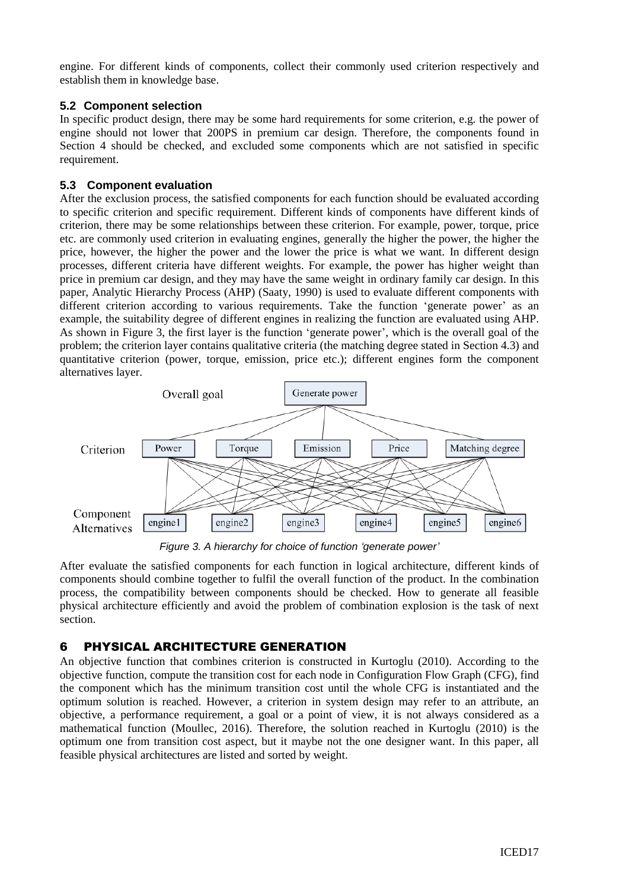engine. For different kinds of components, collect their commonly used criterion respectively and establish them in knowledge base.

### 5.2 Component selection

In specific product design, there may be some hard requirements for some criterion, e.g. the power of engine should not lower that 200PS in premium car design. Therefore, the components found in Section 4 should be checked, and excluded some components which are not satisfied in specific requirement.

### 5.3 Component evaluation

After the exclusion process, the satisfied components for each function should be evaluated according to specific criterion and specific requirement. Different kinds of components have different kinds of criterion, there may be some relationships between these criterion. For example, power, torque, price etc. are commonly used criterion in evaluating engines, generally the higher the power, the higher the price, however, the higher the power and the lower the price is what we want. In different design processes, different criteria have different weights. For example, the power has higher weight than price in premium car design, and they may have the same weight in ordinary family car design. In this paper, Analytic Hierarchy Process (AHP) (Saaty, 1990) is used to evaluate different components with different criterion according to various requirements. Take the function 'generate power' as an example, the suitability degree of different engines in realizing the function are evaluated using AHP. As shown in Figure 3, the first layer is the function 'generate power', which is the overall goal of the problem; the criterion layer contains qualitative criteria (the matching degree stated in Section 4.3) and quantitative criterion (power, torque, emission, price etc.); different engines form the component alternatives layer.

Overall goal: Generate power

Criterion: Power, Torque, Emission, Price, Matching degree

Component Alternatives: engine1, engine2, engine3, engine4, engine5, engine6

*Figure 3. A hierarchy for choice of function 'generate power'*

After evaluate the satisfied components for each function in logical architecture, different kinds of components should combine together to fulfil the overall function of the product. In the combination process, the compatibility between components should be checked. How to generate all feasible physical architecture efficiently and avoid the problem of combination explosion is the task of next section.

## 6 PHYSICAL ARCHITECTURE GENERATION

An objective function that combines criterion is constructed in Kurtoglu (2010). According to the objective function, compute the transition cost for each node in Configuration Flow Graph (CFG), find the component which has the minimum transition cost until the whole CFG is instantiated and the optimum solution is reached. However, a criterion in system design may refer to an attribute, an objective, a performance requirement, a goal or a point of view, it is not always considered as a mathematical function (Moullec, 2016). Therefore, the solution reached in Kurtoglu (2010) is the optimum one from transition cost aspect, but it maybe not the one designer want. In this paper, all feasible physical architectures are listed and sorted by weight.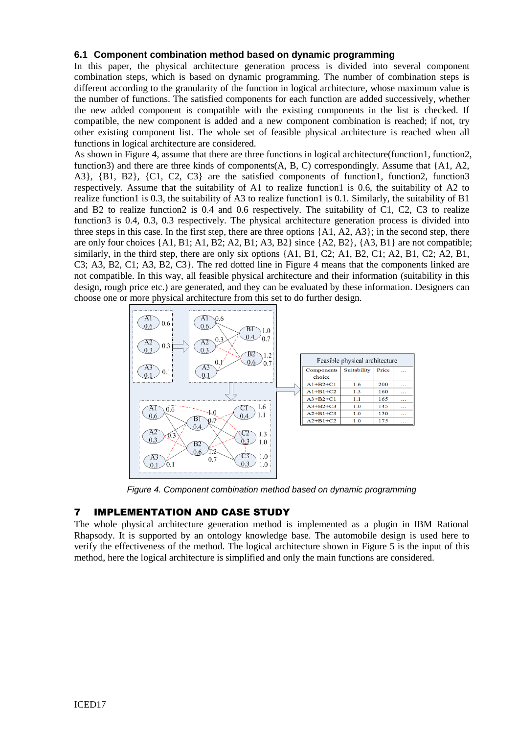### 6.1 Component combination method based on dynamic programming

In this paper, the physical architecture generation process is divided into several component combination steps, which is based on dynamic programming. The number of combination steps is different according to the granularity of the function in logical architecture, whose maximum value is the number of functions. The satisfied components for each function are added successively, whether the new added component is compatible with the existing components in the list is checked. If compatible, the new component is added and a new component combination is reached; if not, try other existing component list. The whole set of feasible physical architecture is reached when all functions in logical architecture are considered.

As shown in Figure 4, assume that there are three functions in logical architecture(function1, function2, function3) and there are three kinds of components(A, B, C) correspondingly. Assume that {A1, A2, A3}, {B1, B2}, {C1, C2, C3} are the satisfied components of function1, function2, function3 respectively. Assume that the suitability of A1 to realize function1 is 0.6, the suitability of A2 to realize function1 is 0.3, the suitability of A3 to realize function1 is 0.1. Similarly, the suitability of B1 and B2 to realize function2 is 0.4 and 0.6 respectively. The suitability of C1, C2, C3 to realize function3 is 0.4, 0.3, 0.3 respectively. The physical architecture generation process is divided into three steps in this case. In the first step, there are three options {A1, A2, A3}; in the second step, there are only four choices {A1, B1; A1, B2; A2, B1; A3, B2} since {A2, B2}, {A3, B1} are not compatible; similarly, in the third step, there are only six options {A1, B1, C2; A1, B2, C1; A2, B1, C2; A2, B1, C3; A3, B2, C1; A3, B2, C3}. The red dotted line in Figure 4 means that the components linked are not compatible. In this way, all feasible physical architecture and their information (suitability in this design, rough price etc.) are generated, and they can be evaluated by these information. Designers can choose one or more physical architecture from this set to do further design.

| Feasible physical architecture | | | |
|---|---|---|---|
| Components choice | Suitability | Price | ... |
| A1+B2+C1 | 1.6 | 200 | ... |
| A1+B1+C2 | 1.3 | 160 | ... |
| A3+B2+C1 | 1.1 | 165 | ... |
| A3+B2+C3 | 1.0 | 145 | ... |
| A2+B1+C3 | 1.0 | 150 | ... |
| A2+B1+C2 | 1.0 | 175 | ... |

*Figure 4. Component combination method based on dynamic programming*

## 7 IMPLEMENTATION AND CASE STUDY

The whole physical architecture generation method is implemented as a plugin in IBM Rational Rhapsody. It is supported by an ontology knowledge base. The automobile design is used here to verify the effectiveness of the method. The logical architecture shown in Figure 5 is the input of this method, here the logical architecture is simplified and only the main functions are considered.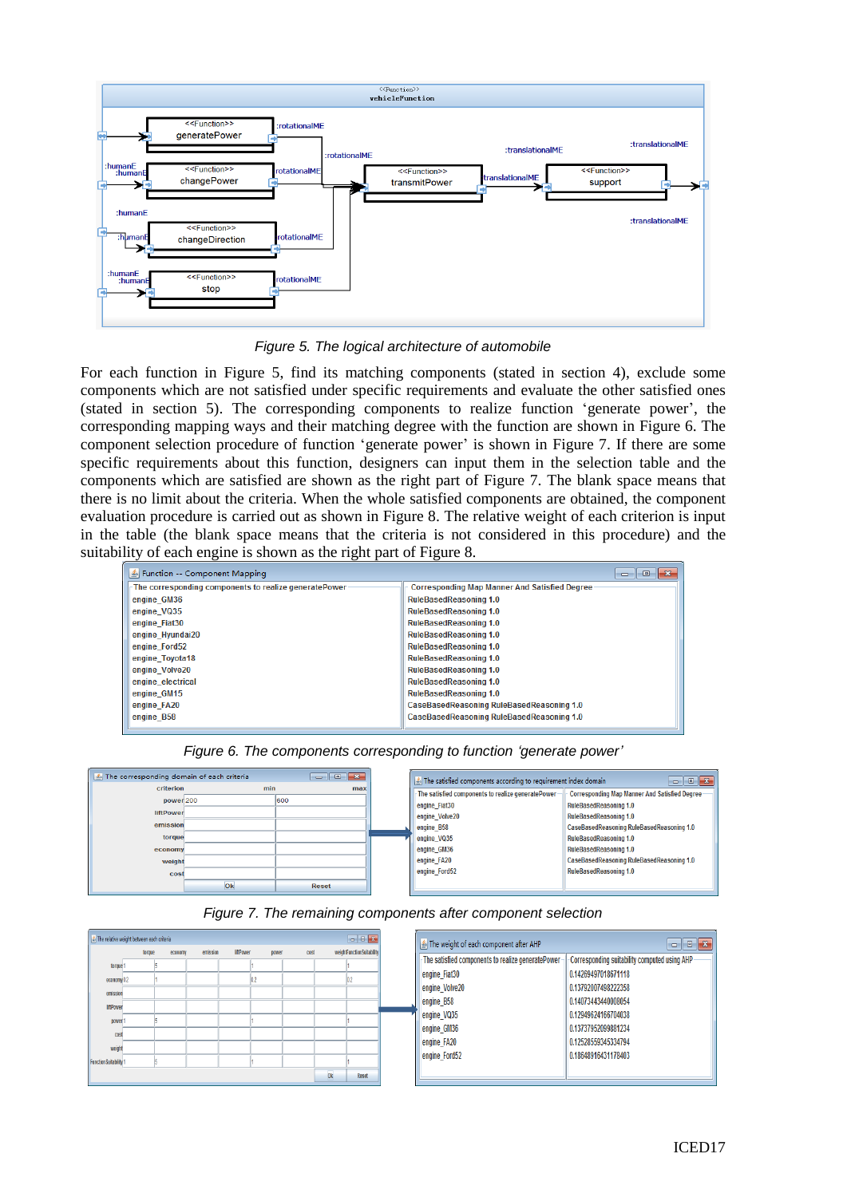*Figure 5. The logical architecture of automobile*

For each function in Figure 5, find its matching components (stated in section 4), exclude some components which are not satisfied under specific requirements and evaluate the other satisfied ones (stated in section 5). The corresponding components to realize function 'generate power', the corresponding mapping ways and their matching degree with the function are shown in Figure 6. The component selection procedure of function 'generate power' is shown in Figure 7. If there are some specific requirements about this function, designers can input them in the selection table and the components which are satisfied are shown as the right part of Figure 7. The blank space means that there is no limit about the criteria. When the whole satisfied components are obtained, the component evaluation procedure is carried out as shown in Figure 8. The relative weight of each criterion is input in the table (the blank space means that the criteria is not considered in this procedure) and the suitability of each engine is shown as the right part of Figure 8.

*Figure 6. The components corresponding to function 'generate power'*

*Figure 7. The remaining components after component selection*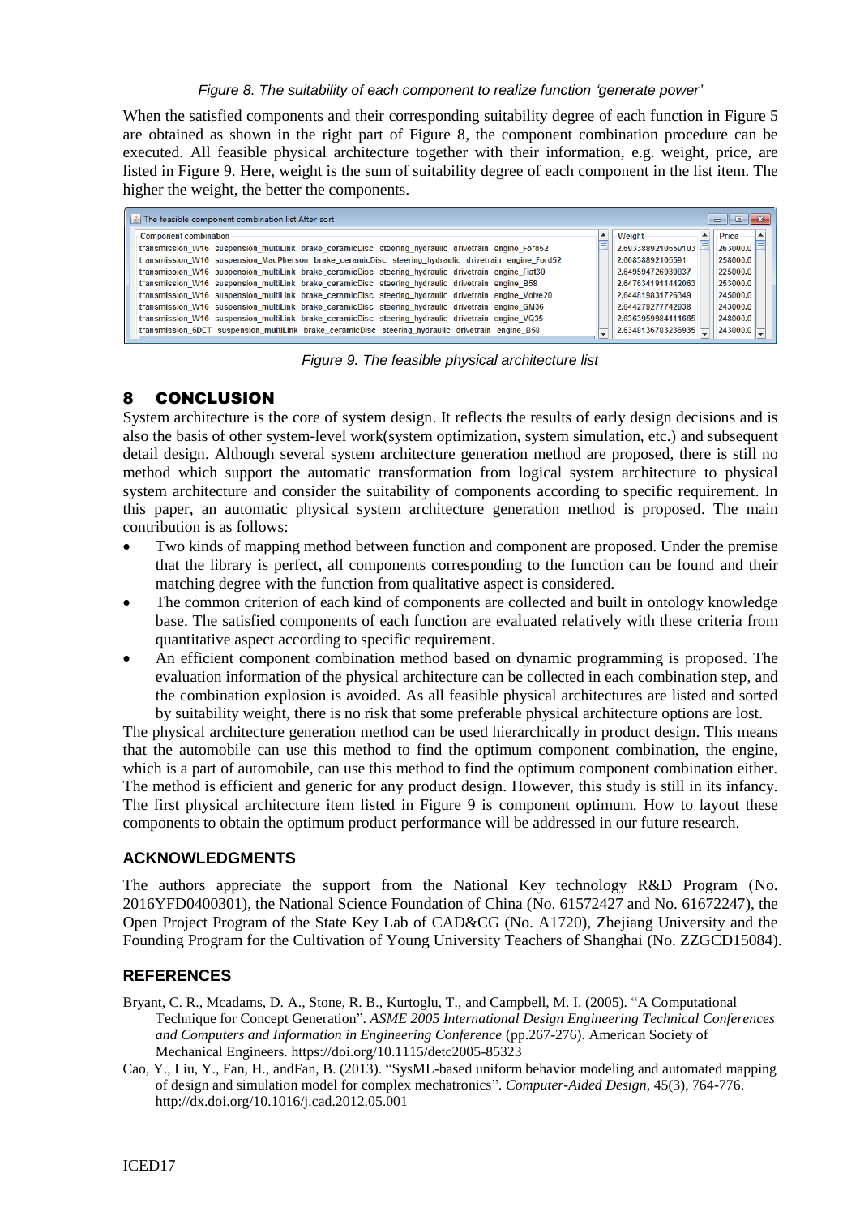*Figure 8. The suitability of each component to realize function 'generate power'*

When the satisfied components and their corresponding suitability degree of each function in Figure 5 are obtained as shown in the right part of Figure 8, the component combination procedure can be executed. All feasible physical architecture together with their information, e.g. weight, price, are listed in Figure 9. Here, weight is the sum of suitability degree of each component in the list item. The higher the weight, the better the components.

The feasible component combination list After sort

| Component combination | Weight | Price |
|---|---|---|
| transmission_W16 suspension_multiLink brake_ceramicDisc steering_hydraulic drivetrain engine_Ford52 | 2.6933889210550103 | 263000.0 |
| transmission_W16 suspension_MacPherson brake_ceramicDisc steering_hydraulic drivetrain engine_Ford52 | 2.66838892105591 | 258000.0 |
| transmission_W16 suspension_multiLink brake_ceramicDisc steering_hydraulic drivetrain engine_Fiat30 | 2.649594726930837 | 225000.0 |
| transmission_W16 suspension_multiLink brake_ceramicDisc steering_hydraulic drivetrain engine_B58 | 2.6476341911442063 | 253000.0 |
| transmission_W16 suspension_multiLink brake_ceramicDisc steering_hydraulic drivetrain engine_Volvo20 | 2.644819831726349 | 245000.0 |
| transmission_W16 suspension_multiLink brake_ceramicDisc steering_hydraulic drivetrain engine_GM36 | 2.644279277742938 | 243000.0 |
| transmission_W16 suspension_multiLink brake_ceramicDisc steering_hydraulic drivetrain engine_VQ35 | 2.6363959984111685 | 248000.0 |
| transmission_6DCT suspension_multiLink brake_ceramicDisc steering_hydraulic drivetrain engine_B58 | 2.6348136783236935 | 243000.0 |

*Figure 9. The feasible physical architecture list*

## 8 CONCLUSION

System architecture is the core of system design. It reflects the results of early design decisions and is also the basis of other system-level work(system optimization, system simulation, etc.) and subsequent detail design. Although several system architecture generation method are proposed, there is still no method which support the automatic transformation from logical system architecture to physical system architecture and consider the suitability of components according to specific requirement. In this paper, an automatic physical system architecture generation method is proposed. The main contribution is as follows:

- Two kinds of mapping method between function and component are proposed. Under the premise that the library is perfect, all components corresponding to the function can be found and their matching degree with the function from qualitative aspect is considered.
- The common criterion of each kind of components are collected and built in ontology knowledge base. The satisfied components of each function are evaluated relatively with these criteria from quantitative aspect according to specific requirement.
- An efficient component combination method based on dynamic programming is proposed. The evaluation information of the physical architecture can be collected in each combination step, and the combination explosion is avoided. As all feasible physical architectures are listed and sorted by suitability weight, there is no risk that some preferable physical architecture options are lost.

The physical architecture generation method can be used hierarchically in product design. This means that the automobile can use this method to find the optimum component combination, the engine, which is a part of automobile, can use this method to find the optimum component combination either. The method is efficient and generic for any product design. However, this study is still in its infancy. The first physical architecture item listed in Figure 9 is component optimum. How to layout these components to obtain the optimum product performance will be addressed in our future research.

## ACKNOWLEDGMENTS

The authors appreciate the support from the National Key technology R&D Program (No. 2016YFD0400301), the National Science Foundation of China (No. 61572427 and No. 61672247), the Open Project Program of the State Key Lab of CAD&CG (No. A1720), Zhejiang University and the Founding Program for the Cultivation of Young University Teachers of Shanghai (No. ZZGCD15084).

## REFERENCES

Bryant, C. R., Mcadams, D. A., Stone, R. B., Kurtoglu, T., and Campbell, M. I. (2005). "A Computational Technique for Concept Generation". *ASME 2005 International Design Engineering Technical Conferences and Computers and Information in Engineering Conference* (pp.267-276). American Society of Mechanical Engineers. https://doi.org/10.1115/detc2005-85323

Cao, Y., Liu, Y., Fan, H., andFan, B. (2013). "SysML-based uniform behavior modeling and automated mapping of design and simulation model for complex mechatronics". *Computer-Aided Design*, 45(3), 764-776. http://dx.doi.org/10.1016/j.cad.2012.05.001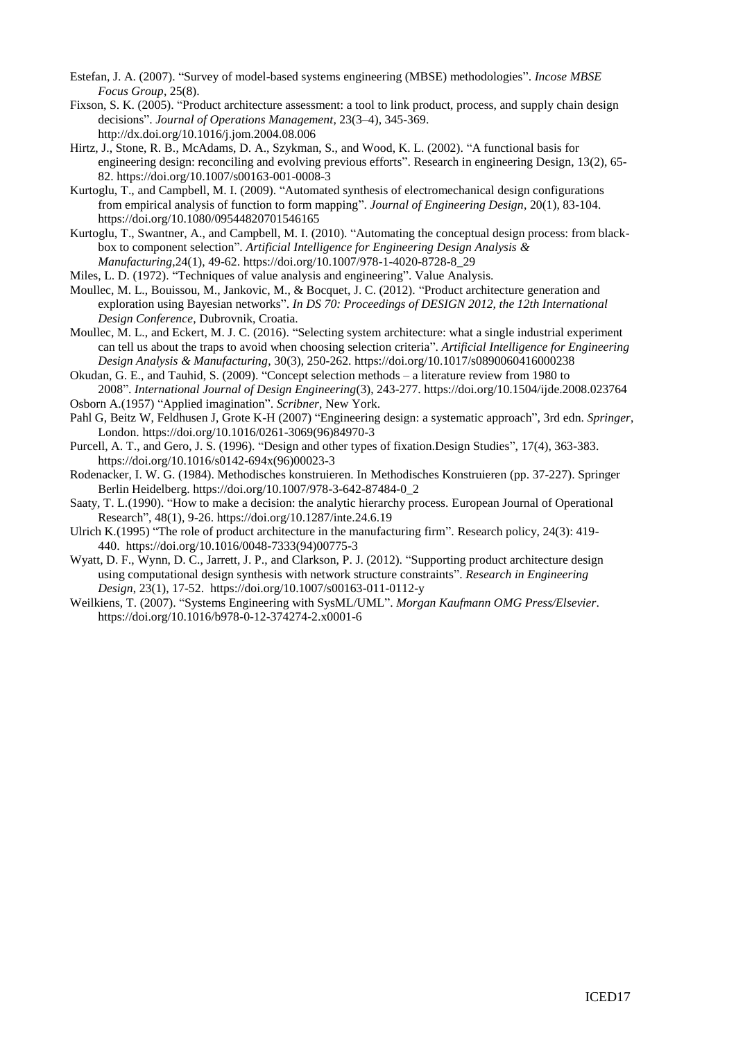Estefan, J. A. (2007). "Survey of model-based systems engineering (MBSE) methodologies". *Incose MBSE Focus Group*, 25(8).

Fixson, S. K. (2005). "Product architecture assessment: a tool to link product, process, and supply chain design decisions". *Journal of Operations Management*, 23(3–4), 345-369. http://dx.doi.org/10.1016/j.jom.2004.08.006

Hirtz, J., Stone, R. B., McAdams, D. A., Szykman, S., and Wood, K. L. (2002). "A functional basis for engineering design: reconciling and evolving previous efforts". Research in engineering Design, 13(2), 65-82. https://doi.org/10.1007/s00163-001-0008-3

Kurtoglu, T., and Campbell, M. I. (2009). "Automated synthesis of electromechanical design configurations from empirical analysis of function to form mapping". *Journal of Engineering Design*, 20(1), 83-104. https://doi.org/10.1080/09544820701546165

Kurtoglu, T., Swantner, A., and Campbell, M. I. (2010). "Automating the conceptual design process: from black-box to component selection". *Artificial Intelligence for Engineering Design Analysis & Manufacturing*,24(1), 49-62. https://doi.org/10.1007/978-1-4020-8728-8_29

Miles, L. D. (1972). "Techniques of value analysis and engineering". Value Analysis.

Moullec, M. L., Bouissou, M., Jankovic, M., & Bocquet, J. C. (2012). "Product architecture generation and exploration using Bayesian networks". *In DS 70: Proceedings of DESIGN 2012, the 12th International Design Conference*, Dubrovnik, Croatia.

Moullec, M. L., and Eckert, M. J. C. (2016). "Selecting system architecture: what a single industrial experiment can tell us about the traps to avoid when choosing selection criteria". *Artificial Intelligence for Engineering Design Analysis & Manufacturing*, 30(3), 250-262. https://doi.org/10.1017/s0890060416000238

Okudan, G. E., and Tauhid, S. (2009). "Concept selection methods – a literature review from 1980 to 2008". *International Journal of Design Engineering*(3), 243-277. https://doi.org/10.1504/ijde.2008.023764

Osborn A.(1957) "Applied imagination". *Scribner*, New York.

Pahl G, Beitz W, Feldhusen J, Grote K-H (2007) "Engineering design: a systematic approach", 3rd edn. *Springer*, London. https://doi.org/10.1016/0261-3069(96)84970-3

Purcell, A. T., and Gero, J. S. (1996). "Design and other types of fixation.Design Studies", 17(4), 363-383. https://doi.org/10.1016/s0142-694x(96)00023-3

Rodenacker, I. W. G. (1984). Methodisches konstruieren. In Methodisches Konstruieren (pp. 37-227). Springer Berlin Heidelberg. https://doi.org/10.1007/978-3-642-87484-0_2

Saaty, T. L.(1990). "How to make a decision: the analytic hierarchy process. European Journal of Operational Research", 48(1), 9-26. https://doi.org/10.1287/inte.24.6.19

Ulrich K.(1995) "The role of product architecture in the manufacturing firm". Research policy, 24(3): 419-440. https://doi.org/10.1016/0048-7333(94)00775-3

Wyatt, D. F., Wynn, D. C., Jarrett, J. P., and Clarkson, P. J. (2012). "Supporting product architecture design using computational design synthesis with network structure constraints". *Research in Engineering Design*, 23(1), 17-52. https://doi.org/10.1007/s00163-011-0112-y

Weilkiens, T. (2007). "Systems Engineering with SysML/UML". *Morgan Kaufmann OMG Press/Elsevier*. https://doi.org/10.1016/b978-0-12-374274-2.x0001-6